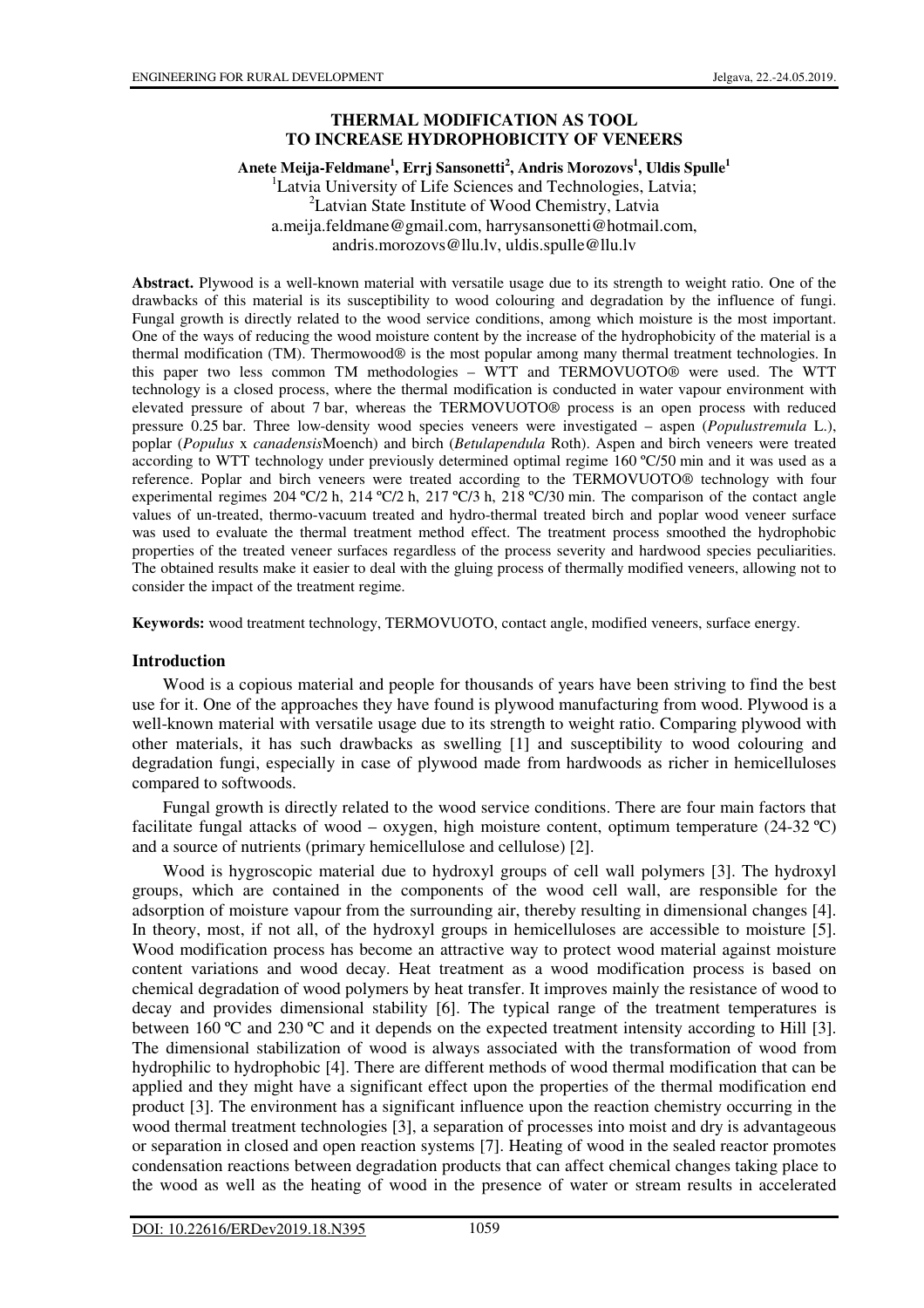# THERMAL MODIFICATION AS TOOL TO INCREASE HYDROPHOBICITY OF VENEERS

**Anete Meija-Feldmane[1], Errj Sansonetti[2], Andris Morozovs[1], Uldis Spulle[1]**

[1]Latvia University of Life Sciences and Technologies, Latvia;
[2]Latvian State Institute of Wood Chemistry, Latvia
a.meija.feldmane@gmail.com, harrysansonetti@hotmail.com, andris.morozovs@llu.lv, uldis.spulle@llu.lv

**Abstract.** Plywood is a well-known material with versatile usage due to its strength to weight ratio. One of the drawbacks of this material is its susceptibility to wood colouring and degradation by the influence of fungi. Fungal growth is directly related to the wood service conditions, among which moisture is the most important. One of the ways of reducing the wood moisture content by the increase of the hydrophobicity of the material is a thermal modification (TM). Thermowood® is the most popular among many thermal treatment technologies. In this paper two less common TM methodologies – WTT and TERMOVUOTO® were used. The WTT technology is a closed process, where the thermal modification is conducted in water vapour environment with elevated pressure of about 7 bar, whereas the TERMOVUOTO® process is an open process with reduced pressure 0.25 bar. Three low-density wood species veneers were investigated – aspen (*Populustremula* L.), poplar (*Populus* x *canadensis*Moench) and birch (*Betulapendula* Roth). Aspen and birch veneers were treated according to WTT technology under previously determined optimal regime 160 ºC/50 min and it was used as a reference. Poplar and birch veneers were treated according to the TERMOVUOTO® technology with four experimental regimes 204 ºC/2 h, 214 ºC/2 h, 217 ºC/3 h, 218 ºC/30 min. The comparison of the contact angle values of un-treated, thermo-vacuum treated and hydro-thermal treated birch and poplar wood veneer surface was used to evaluate the thermal treatment method effect. The treatment process smoothed the hydrophobic properties of the treated veneer surfaces regardless of the process severity and hardwood species peculiarities. The obtained results make it easier to deal with the gluing process of thermally modified veneers, allowing not to consider the impact of the treatment regime.

**Keywords:** wood treatment technology, TERMOVUOTO, contact angle, modified veneers, surface energy.

## Introduction

Wood is a copious material and people for thousands of years have been striving to find the best use for it. One of the approaches they have found is plywood manufacturing from wood. Plywood is a well-known material with versatile usage due to its strength to weight ratio. Comparing plywood with other materials, it has such drawbacks as swelling [1] and susceptibility to wood colouring and degradation fungi, especially in case of plywood made from hardwoods as richer in hemicelluloses compared to softwoods.

Fungal growth is directly related to the wood service conditions. There are four main factors that facilitate fungal attacks of wood – oxygen, high moisture content, optimum temperature (24-32 ºC) and a source of nutrients (primary hemicellulose and cellulose) [2].

Wood is hygroscopic material due to hydroxyl groups of cell wall polymers [3]. The hydroxyl groups, which are contained in the components of the wood cell wall, are responsible for the adsorption of moisture vapour from the surrounding air, thereby resulting in dimensional changes [4]. In theory, most, if not all, of the hydroxyl groups in hemicelluloses are accessible to moisture [5]. Wood modification process has become an attractive way to protect wood material against moisture content variations and wood decay. Heat treatment as a wood modification process is based on chemical degradation of wood polymers by heat transfer. It improves mainly the resistance of wood to decay and provides dimensional stability [6]. The typical range of the treatment temperatures is between 160 ºC and 230 ºC and it depends on the expected treatment intensity according to Hill [3]. The dimensional stabilization of wood is always associated with the transformation of wood from hydrophilic to hydrophobic [4]. There are different methods of wood thermal modification that can be applied and they might have a significant effect upon the properties of the thermal modification end product [3]. The environment has a significant influence upon the reaction chemistry occurring in the wood thermal treatment technologies [3], a separation of processes into moist and dry is advantageous or separation in closed and open reaction systems [7]. Heating of wood in the sealed reactor promotes condensation reactions between degradation products that can affect chemical changes taking place to the wood as well as the heating of wood in the presence of water or stream results in accelerated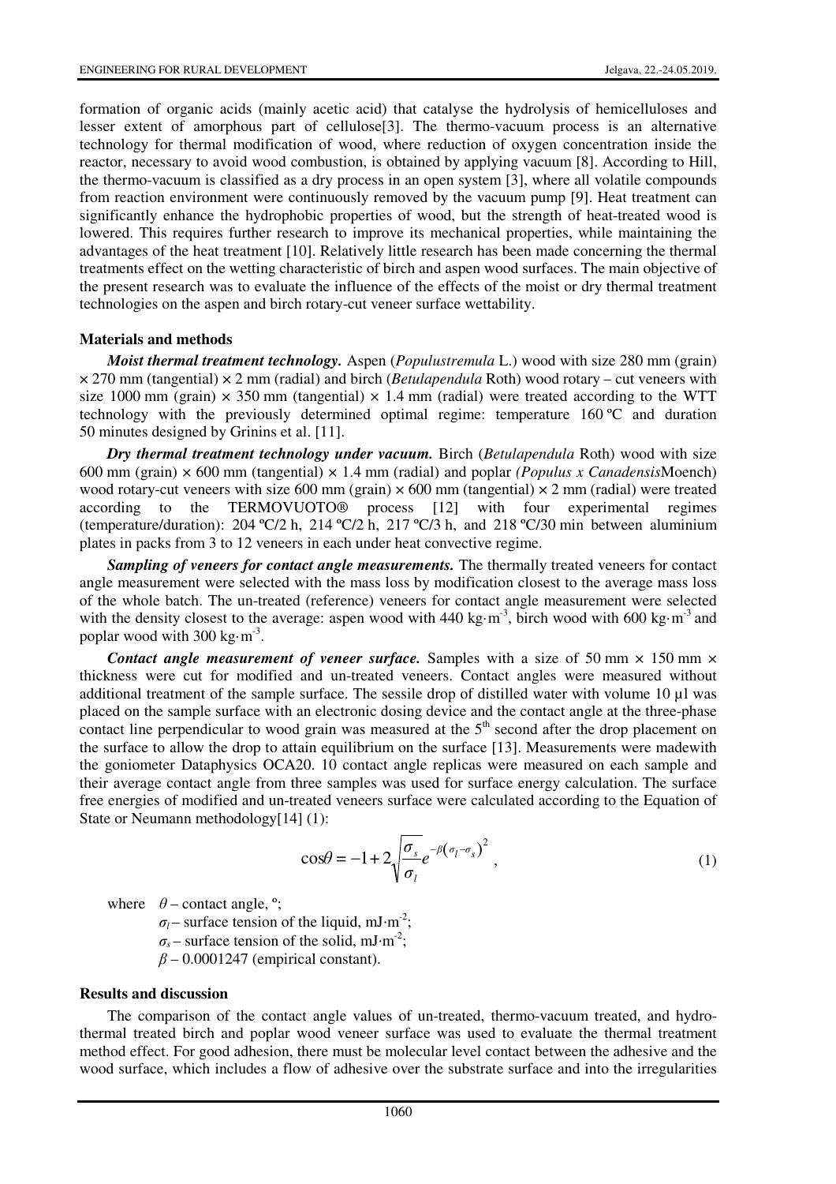formation of organic acids (mainly acetic acid) that catalyse the hydrolysis of hemicelluloses and lesser extent of amorphous part of cellulose[3]. The thermo-vacuum process is an alternative technology for thermal modification of wood, where reduction of oxygen concentration inside the reactor, necessary to avoid wood combustion, is obtained by applying vacuum [8]. According to Hill, the thermo-vacuum is classified as a dry process in an open system [3], where all volatile compounds from reaction environment were continuously removed by the vacuum pump [9]. Heat treatment can significantly enhance the hydrophobic properties of wood, but the strength of heat-treated wood is lowered. This requires further research to improve its mechanical properties, while maintaining the advantages of the heat treatment [10]. Relatively little research has been made concerning the thermal treatments effect on the wetting characteristic of birch and aspen wood surfaces. The main objective of the present research was to evaluate the influence of the effects of the moist or dry thermal treatment technologies on the aspen and birch rotary-cut veneer surface wettability.

## Materials and methods

***Moist thermal treatment technology.*** Aspen (*Populustremula* L.) wood with size 280 mm (grain) × 270 mm (tangential) × 2 mm (radial) and birch (*Betulapendula* Roth) wood rotary – cut veneers with size 1000 mm (grain) × 350 mm (tangential) × 1.4 mm (radial) were treated according to the WTT technology with the previously determined optimal regime: temperature 160 ºC and duration 50 minutes designed by Grinins et al. [11].

***Dry thermal treatment technology under vacuum.*** Birch (*Betulapendula* Roth) wood with size 600 mm (grain) × 600 mm (tangential) × 1.4 mm (radial) and poplar *(Populus x Canadensis*Moench) wood rotary-cut veneers with size 600 mm (grain) × 600 mm (tangential) × 2 mm (radial) were treated according to the TERMOVUOTO® process [12] with four experimental regimes (temperature/duration): 204 ºC/2 h, 214 ºC/2 h, 217 ºC/3 h, and 218 ºC/30 min between aluminium plates in packs from 3 to 12 veneers in each under heat convective regime.

***Sampling of veneers for contact angle measurements.*** The thermally treated veneers for contact angle measurement were selected with the mass loss by modification closest to the average mass loss of the whole batch. The un-treated (reference) veneers for contact angle measurement were selected with the density closest to the average: aspen wood with 440 $kg \cdot m^{-3}$, birch wood with 600 $kg \cdot m^{-3}$ and poplar wood with 300 $kg \cdot m^{-3}$.

***Contact angle measurement of veneer surface.*** Samples with a size of 50 mm × 150 mm × thickness were cut for modified and un-treated veneers. Contact angles were measured without additional treatment of the sample surface. The sessile drop of distilled water with volume 10 µl was placed on the sample surface with an electronic dosing device and the contact angle at the three-phase contact line perpendicular to wood grain was measured at the 5th second after the drop placement on the surface to allow the drop to attain equilibrium on the surface [13]. Measurements were madewith the goniometer Dataphysics OCA20. 10 contact angle replicas were measured on each sample and their average contact angle from three samples was used for surface energy calculation. The surface free energies of modified and un-treated veneers surface were calculated according to the Equation of State or Neumann methodology[14] (1):

$$\cos\theta = -1 + 2\sqrt{\frac{\sigma_s}{\sigma_l}}e^{-\beta(\sigma_l - \sigma_s)^2}, \tag{1}$$

where $\theta$ – contact angle, º;

$\sigma_l$ – surface tension of the liquid, $mJ \cdot m^{-2}$;

$\sigma_s$ – surface tension of the solid, $mJ \cdot m^{-2}$;

$\beta$ – 0.0001247 (empirical constant).

## Results and discussion

The comparison of the contact angle values of un-treated, thermo-vacuum treated, and hydro-thermal treated birch and poplar wood veneer surface was used to evaluate the thermal treatment method effect. For good adhesion, there must be molecular level contact between the adhesive and the wood surface, which includes a flow of adhesive over the substrate surface and into the irregularities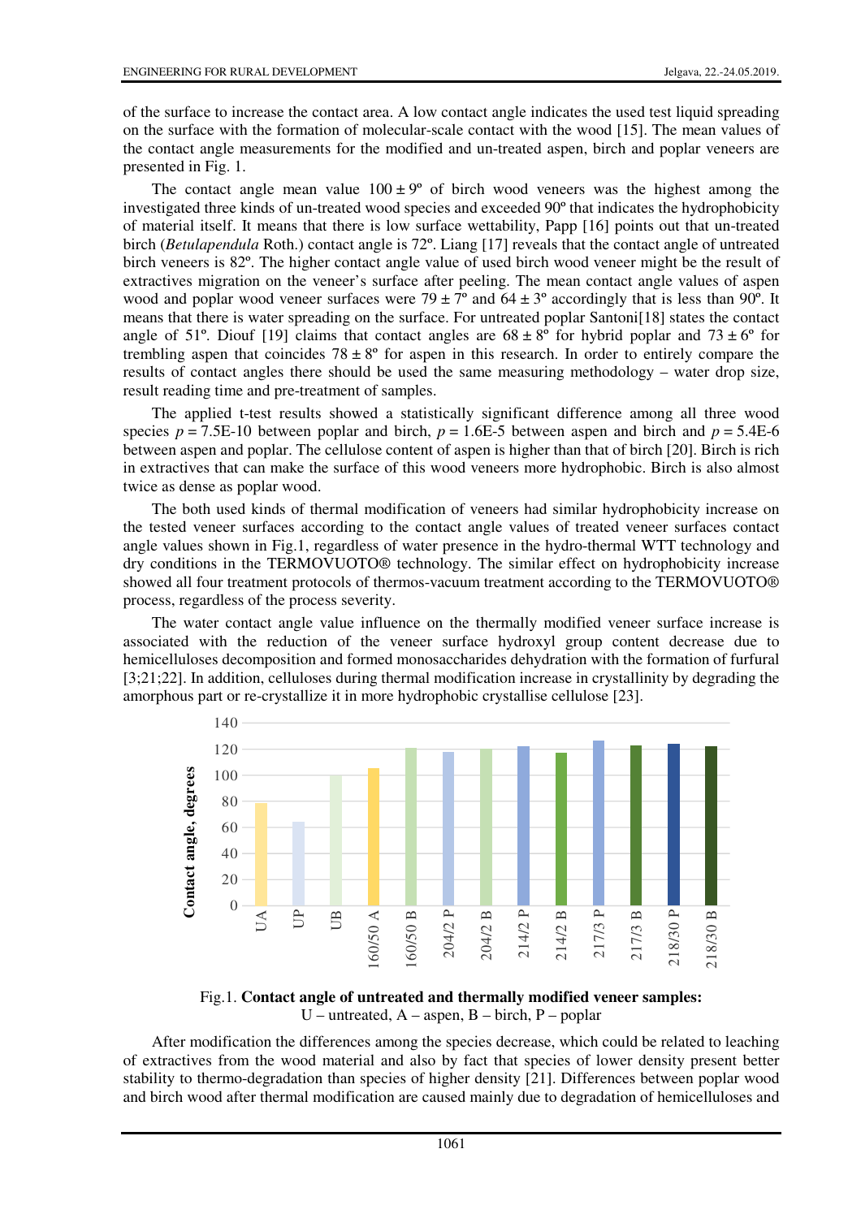of the surface to increase the contact area. A low contact angle indicates the used test liquid spreading on the surface with the formation of molecular-scale contact with the wood [15]. The mean values of the contact angle measurements for the modified and un-treated aspen, birch and poplar veneers are presented in Fig. 1.

The contact angle mean value $100 \pm 9$º of birch wood veneers was the highest among the investigated three kinds of un-treated wood species and exceeded 90º that indicates the hydrophobicity of material itself. It means that there is low surface wettability, Papp [16] points out that un-treated birch (*Betulapendula* Roth.) contact angle is 72º. Liang [17] reveals that the contact angle of untreated birch veneers is 82º. The higher contact angle value of used birch wood veneer might be the result of extractives migration on the veneer's surface after peeling. The mean contact angle values of aspen wood and poplar wood veneer surfaces were $79 \pm 7$º and $64 \pm 3$º accordingly that is less than 90º. It means that there is water spreading on the surface. For untreated poplar Santoni[18] states the contact angle of 51º. Diouf [19] claims that contact angles are $68 \pm 8$º for hybrid poplar and $73 \pm 6$º for trembling aspen that coincides $78 \pm 8$º for aspen in this research. In order to entirely compare the results of contact angles there should be used the same measuring methodology – water drop size, result reading time and pre-treatment of samples.

The applied t-test results showed a statistically significant difference among all three wood species $p = 7.5\text{E-}10$ between poplar and birch, $p = 1.6\text{E-}5$ between aspen and birch and $p = 5.4\text{E-}6$ between aspen and poplar. The cellulose content of aspen is higher than that of birch [20]. Birch is rich in extractives that can make the surface of this wood veneers more hydrophobic. Birch is also almost twice as dense as poplar wood.

The both used kinds of thermal modification of veneers had similar hydrophobicity increase on the tested veneer surfaces according to the contact angle values of treated veneer surfaces contact angle values shown in Fig.1, regardless of water presence in the hydro-thermal WTT technology and dry conditions in the TERMOVUOTO® technology. The similar effect on hydrophobicity increase showed all four treatment protocols of thermos-vacuum treatment according to the TERMOVUOTO® process, regardless of the process severity.

The water contact angle value influence on the thermally modified veneer surface increase is associated with the reduction of the veneer surface hydroxyl group content decrease due to hemicelluloses decomposition and formed monosaccharides dehydration with the formation of furfural [3;21;22]. In addition, celluloses during thermal modification increase in crystallinity by degrading the amorphous part or re-crystallize it in more hydrophobic crystallise cellulose [23].

Fig.1. **Contact angle of untreated and thermally modified veneer samples:**
U – untreated, A – aspen, B – birch, P – poplar

After modification the differences among the species decrease, which could be related to leaching of extractives from the wood material and also by fact that species of lower density present better stability to thermo-degradation than species of higher density [21]. Differences between poplar wood and birch wood after thermal modification are caused mainly due to degradation of hemicelluloses and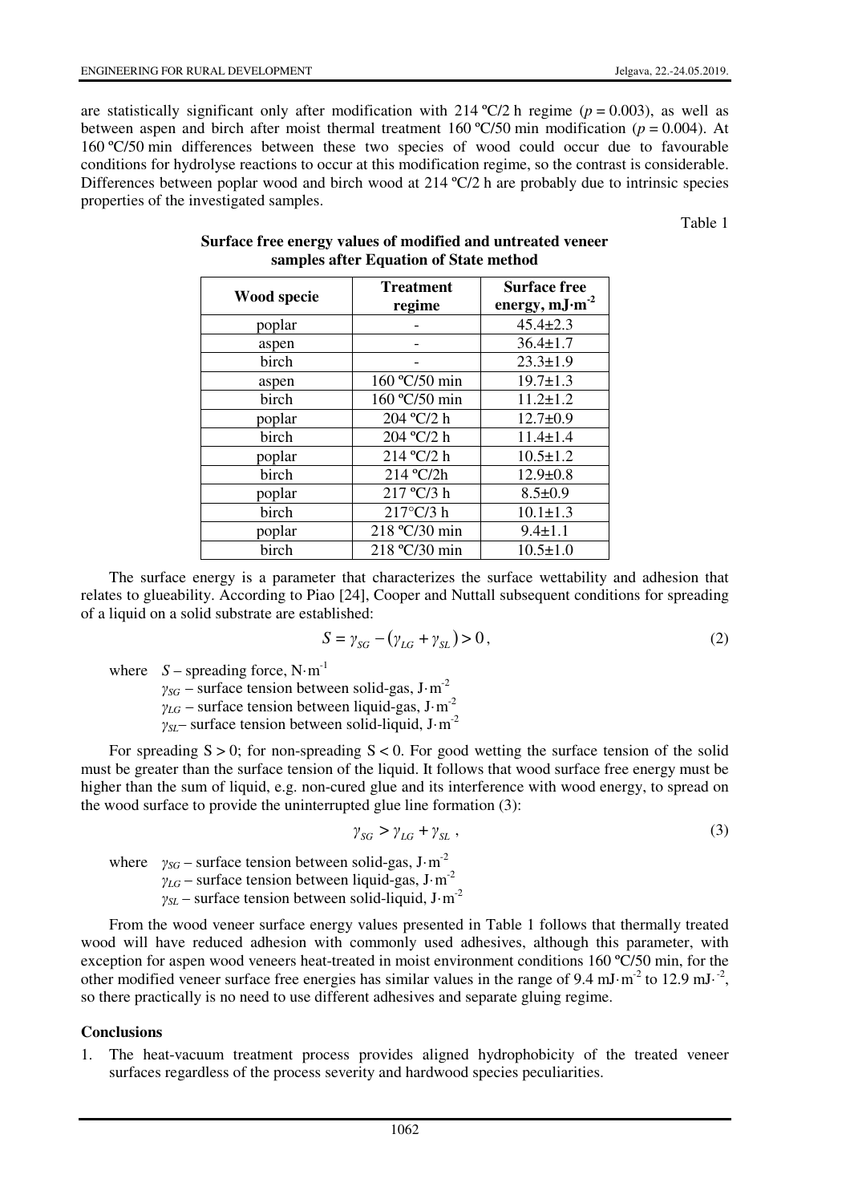are statistically significant only after modification with 214 ºC/2 h regime ($p = 0.003$), as well as between aspen and birch after moist thermal treatment 160 ºC/50 min modification ($p = 0.004$). At 160 ºC/50 min differences between these two species of wood could occur due to favourable conditions for hydrolyse reactions to occur at this modification regime, so the contrast is considerable. Differences between poplar wood and birch wood at 214 ºC/2 h are probably due to intrinsic species properties of the investigated samples.

Table 1

**Surface free energy values of modified and untreated veneer samples after Equation of State method**

| Wood specie | Treatment regime | Surface free energy, mJ·m$^{-2}$ |
|---|---|---|
| poplar | - | 45.4±2.3 |
| aspen | - | 36.4±1.7 |
| birch | - | 23.3±1.9 |
| aspen | 160 ºC/50 min | 19.7±1.3 |
| birch | 160 ºC/50 min | 11.2±1.2 |
| poplar | 204 ºC/2 h | 12.7±0.9 |
| birch | 204 ºC/2 h | 11.4±1.4 |
| poplar | 214 ºC/2 h | 10.5±1.2 |
| birch | 214 ºC/2h | 12.9±0.8 |
| poplar | 217 ºC/3 h | 8.5±0.9 |
| birch | 217°C/3 h | 10.1±1.3 |
| poplar | 218 ºC/30 min | 9.4±1.1 |
| birch | 218 ºC/30 min | 10.5±1.0 |

The surface energy is a parameter that characterizes the surface wettability and adhesion that relates to glueability. According to Piao [24], Cooper and Nuttall subsequent conditions for spreading of a liquid on a solid substrate are established:

$$S = \gamma_{SG} - (\gamma_{LG} + \gamma_{SL}) > 0, \tag{2}$$

where $S$ – spreading force, N·m$^{-1}$
$\gamma_{SG}$ – surface tension between solid-gas, J·m$^{-2}$
$\gamma_{LG}$ – surface tension between liquid-gas, J·m$^{-2}$
$\gamma_{SL}$– surface tension between solid-liquid, J·m$^{-2}$

For spreading $S > 0$; for non-spreading $S < 0$. For good wetting the surface tension of the solid must be greater than the surface tension of the liquid. It follows that wood surface free energy must be higher than the sum of liquid, e.g. non-cured glue and its interference with wood energy, to spread on the wood surface to provide the uninterrupted glue line formation (3):

$$\gamma_{SG} > \gamma_{LG} + \gamma_{SL}, \tag{3}$$

where $\gamma_{SG}$ – surface tension between solid-gas, J·m$^{-2}$
$\gamma_{LG}$ – surface tension between liquid-gas, J·m$^{-2}$
$\gamma_{SL}$ – surface tension between solid-liquid, J·m$^{-2}$

From the wood veneer surface energy values presented in Table 1 follows that thermally treated wood will have reduced adhesion with commonly used adhesives, although this parameter, with exception for aspen wood veneers heat-treated in moist environment conditions 160 ºC/50 min, for the other modified veneer surface free energies has similar values in the range of 9.4 mJ·m$^{-2}$ to 12.9 mJ·$^{-2}$, so there practically is no need to use different adhesives and separate gluing regime.

## Conclusions

1. The heat-vacuum treatment process provides aligned hydrophobicity of the treated veneer surfaces regardless of the process severity and hardwood species peculiarities.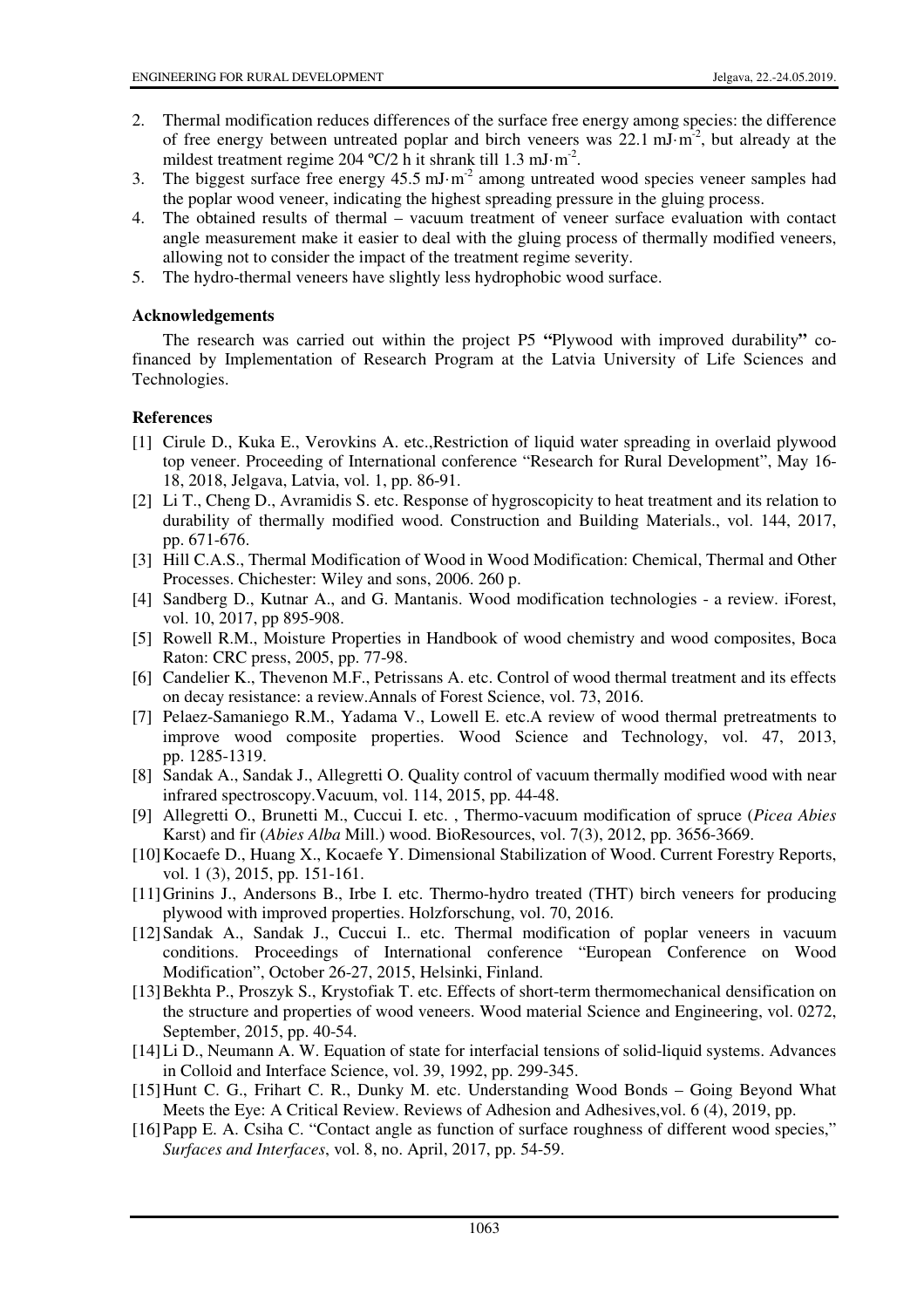2. Thermal modification reduces differences of the surface free energy among species: the difference of free energy between untreated poplar and birch veneers was 22.1 $mJ \cdot m^{-2}$, but already at the mildest treatment regime 204 ºC/2 h it shrank till 1.3 $mJ \cdot m^{-2}$.
3. The biggest surface free energy 45.5 $mJ \cdot m^{-2}$ among untreated wood species veneer samples had the poplar wood veneer, indicating the highest spreading pressure in the gluing process.
4. The obtained results of thermal – vacuum treatment of veneer surface evaluation with contact angle measurement make it easier to deal with the gluing process of thermally modified veneers, allowing not to consider the impact of the treatment regime severity.
5. The hydro-thermal veneers have slightly less hydrophobic wood surface.

## Acknowledgements

The research was carried out within the project P5 **"**Plywood with improved durability**"** co-financed by Implementation of Research Program at the Latvia University of Life Sciences and Technologies.

## References

[1] Cirule D., Kuka E., Verovkins A. etc.,Restriction of liquid water spreading in overlaid plywood top veneer. Proceeding of International conference "Research for Rural Development", May 16-18, 2018, Jelgava, Latvia, vol. 1, pp. 86-91.

[2] Li T., Cheng D., Avramidis S. etc. Response of hygroscopicity to heat treatment and its relation to durability of thermally modified wood. Construction and Building Materials., vol. 144, 2017, pp. 671-676.

[3] Hill C.A.S., Thermal Modification of Wood in Wood Modification: Chemical, Thermal and Other Processes. Chichester: Wiley and sons, 2006. 260 p.

[4] Sandberg D., Kutnar A., and G. Mantanis. Wood modification technologies - a review. iForest, vol. 10, 2017, pp 895-908.

[5] Rowell R.M., Moisture Properties in Handbook of wood chemistry and wood composites, Boca Raton: CRC press, 2005, pp. 77-98.

[6] Candelier K., Thevenon M.F., Petrissans A. etc. Control of wood thermal treatment and its effects on decay resistance: a review.Annals of Forest Science, vol. 73, 2016.

[7] Pelaez-Samaniego R.M., Yadama V., Lowell E. etc.A review of wood thermal pretreatments to improve wood composite properties. Wood Science and Technology, vol. 47, 2013, pp. 1285-1319.

[8] Sandak A., Sandak J., Allegretti O. Quality control of vacuum thermally modified wood with near infrared spectroscopy.Vacuum, vol. 114, 2015, pp. 44-48.

[9] Allegretti O., Brunetti M., Cuccui I. etc. , Thermo-vacuum modification of spruce (*Picea Abies* Karst) and fir (*Abies Alba* Mill.) wood. BioResources, vol. 7(3), 2012, pp. 3656-3669.

[10] Kocaefe D., Huang X., Kocaefe Y. Dimensional Stabilization of Wood. Current Forestry Reports, vol. 1 (3), 2015, pp. 151-161.

[11] Grinins J., Andersons B., Irbe I. etc. Thermo-hydro treated (THT) birch veneers for producing plywood with improved properties. Holzforschung, vol. 70, 2016.

[12] Sandak A., Sandak J., Cuccui I.. etc. Thermal modification of poplar veneers in vacuum conditions. Proceedings of International conference "European Conference on Wood Modification", October 26-27, 2015, Helsinki, Finland.

[13] Bekhta P., Proszyk S., Krystofiak T. etc. Effects of short-term thermomechanical densification on the structure and properties of wood veneers. Wood material Science and Engineering, vol. 0272, September, 2015, pp. 40-54.

[14] Li D., Neumann A. W. Equation of state for interfacial tensions of solid-liquid systems. Advances in Colloid and Interface Science, vol. 39, 1992, pp. 299-345.

[15] Hunt C. G., Frihart C. R., Dunky M. etc. Understanding Wood Bonds – Going Beyond What Meets the Eye: A Critical Review. Reviews of Adhesion and Adhesives,vol. 6 (4), 2019, pp.

[16] Papp E. A. Csiha C. "Contact angle as function of surface roughness of different wood species," *Surfaces and Interfaces*, vol. 8, no. April, 2017, pp. 54-59.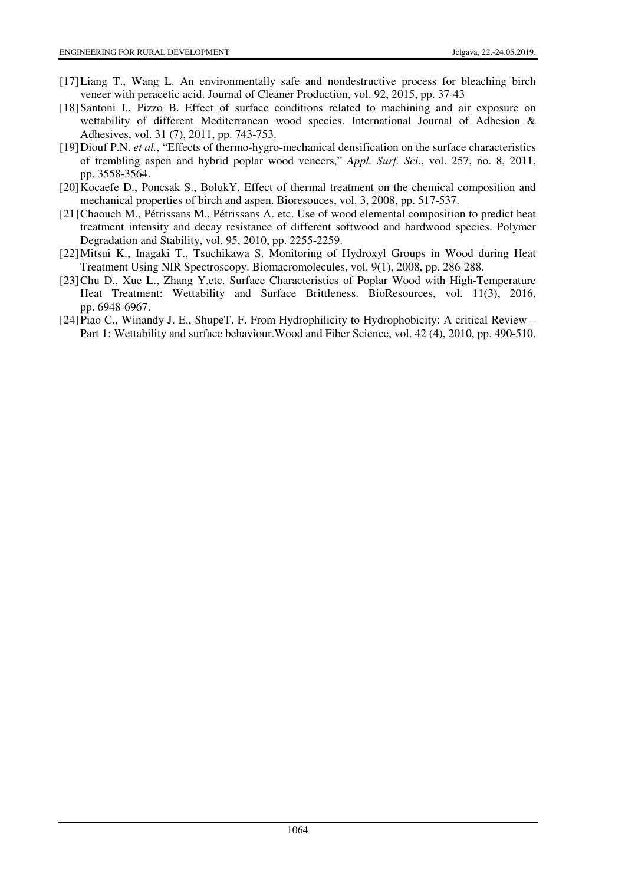[17] Liang T., Wang L. An environmentally safe and nondestructive process for bleaching birch veneer with peracetic acid. Journal of Cleaner Production, vol. 92, 2015, pp. 37-43

[18] Santoni I., Pizzo B. Effect of surface conditions related to machining and air exposure on wettability of different Mediterranean wood species. International Journal of Adhesion & Adhesives, vol. 31 (7), 2011, pp. 743-753.

[19] Diouf P.N. *et al.*, "Effects of thermo-hygro-mechanical densification on the surface characteristics of trembling aspen and hybrid poplar wood veneers," *Appl. Surf. Sci.*, vol. 257, no. 8, 2011, pp. 3558-3564.

[20] Kocaefe D., Poncsak S., BolukY. Effect of thermal treatment on the chemical composition and mechanical properties of birch and aspen. Bioresouces, vol. 3, 2008, pp. 517-537.

[21] Chaouch M., Pétrissans M., Pétrissans A. etc. Use of wood elemental composition to predict heat treatment intensity and decay resistance of different softwood and hardwood species. Polymer Degradation and Stability, vol. 95, 2010, pp. 2255-2259.

[22] Mitsui K., Inagaki T., Tsuchikawa S. Monitoring of Hydroxyl Groups in Wood during Heat Treatment Using NIR Spectroscopy. Biomacromolecules, vol. 9(1), 2008, pp. 286-288.

[23] Chu D., Xue L., Zhang Y.etc. Surface Characteristics of Poplar Wood with High-Temperature Heat Treatment: Wettability and Surface Brittleness. BioResources, vol. 11(3), 2016, pp. 6948-6967.

[24] Piao C., Winandy J. E., ShupeT. F. From Hydrophilicity to Hydrophobicity: A critical Review – Part 1: Wettability and surface behaviour.Wood and Fiber Science, vol. 42 (4), 2010, pp. 490-510.